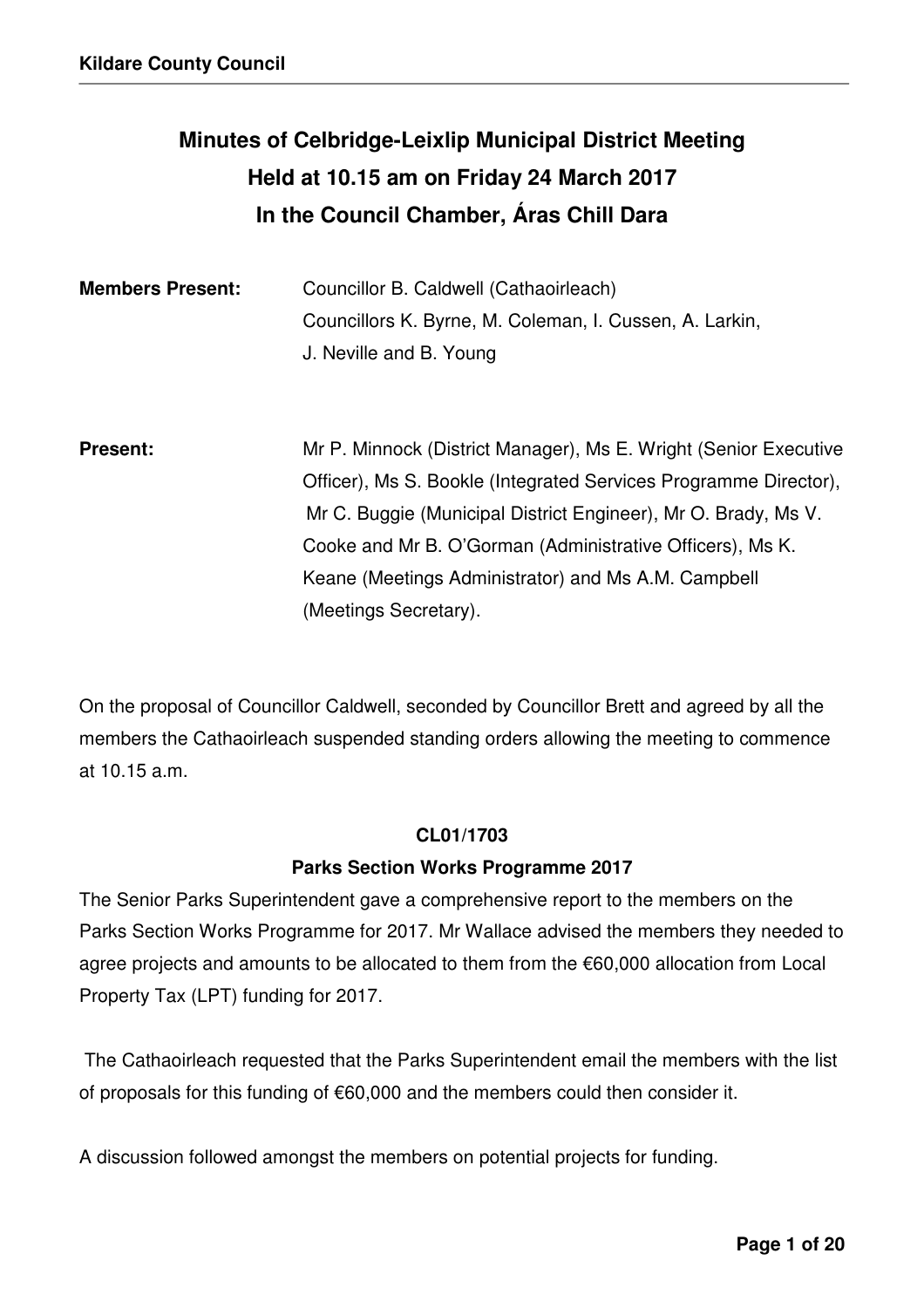# Minutes of Celbridge-Leixlip Municipal District Meeting
# Held at 10.15 am on Friday 24 March 2017
# In the Council Chamber, Áras Chill Dara

**Members Present:** Councillor B. Caldwell (Cathaoirleach)
Councillors K. Byrne, M. Coleman, I. Cussen, A. Larkin, J. Neville and B. Young

**Present:** Mr P. Minnock (District Manager), Ms E. Wright (Senior Executive Officer), Ms S. Bookle (Integrated Services Programme Director), Mr C. Buggie (Municipal District Engineer), Mr O. Brady, Ms V. Cooke and Mr B. O'Gorman (Administrative Officers), Ms K. Keane (Meetings Administrator) and Ms A.M. Campbell (Meetings Secretary).

On the proposal of Councillor Caldwell, seconded by Councillor Brett and agreed by all the members the Cathaoirleach suspended standing orders allowing the meeting to commence at 10.15 a.m.

**CL01/1703**

**Parks Section Works Programme 2017**

The Senior Parks Superintendent gave a comprehensive report to the members on the Parks Section Works Programme for 2017. Mr Wallace advised the members they needed to agree projects and amounts to be allocated to them from the €60,000 allocation from Local Property Tax (LPT) funding for 2017.

The Cathaoirleach requested that the Parks Superintendent email the members with the list of proposals for this funding of €60,000 and the members could then consider it.

A discussion followed amongst the members on potential projects for funding.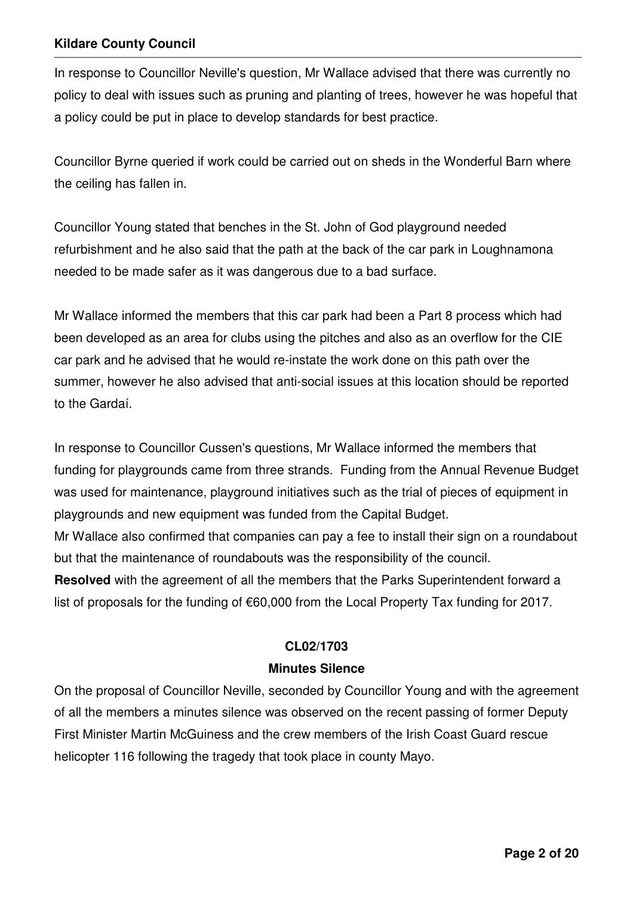In response to Councillor Neville's question, Mr Wallace advised that there was currently no policy to deal with issues such as pruning and planting of trees, however he was hopeful that a policy could be put in place to develop standards for best practice.

Councillor Byrne queried if work could be carried out on sheds in the Wonderful Barn where the ceiling has fallen in.

Councillor Young stated that benches in the St. John of God playground needed refurbishment and he also said that the path at the back of the car park in Loughnamona needed to be made safer as it was dangerous due to a bad surface.

Mr Wallace informed the members that this car park had been a Part 8 process which had been developed as an area for clubs using the pitches and also as an overflow for the CIE car park and he advised that he would re-instate the work done on this path over the summer, however he also advised that anti-social issues at this location should be reported to the Gardaí.

In response to Councillor Cussen's questions, Mr Wallace informed the members that funding for playgrounds came from three strands. Funding from the Annual Revenue Budget was used for maintenance, playground initiatives such as the trial of pieces of equipment in playgrounds and new equipment was funded from the Capital Budget.

Mr Wallace also confirmed that companies can pay a fee to install their sign on a roundabout but that the maintenance of roundabouts was the responsibility of the council.

**Resolved** with the agreement of all the members that the Parks Superintendent forward a list of proposals for the funding of €60,000 from the Local Property Tax funding for 2017.

**CL02/1703**

**Minutes Silence**

On the proposal of Councillor Neville, seconded by Councillor Young and with the agreement of all the members a minutes silence was observed on the recent passing of former Deputy First Minister Martin McGuiness and the crew members of the Irish Coast Guard rescue helicopter 116 following the tragedy that took place in county Mayo.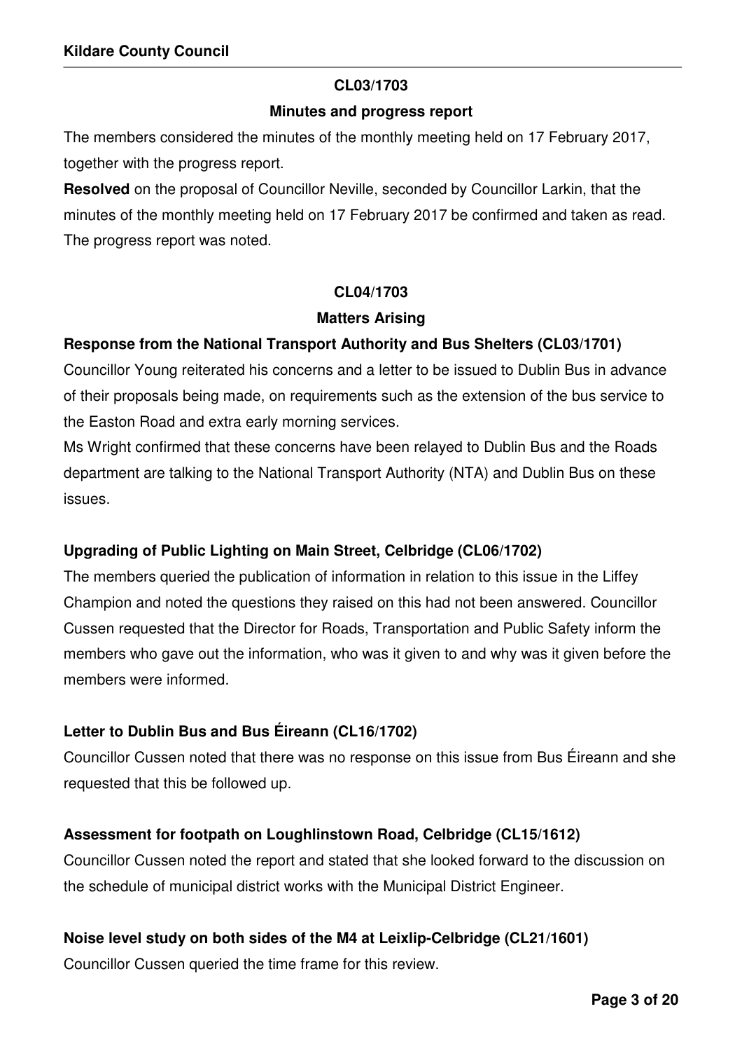**CL03/1703**

**Minutes and progress report**

The members considered the minutes of the monthly meeting held on 17 February 2017, together with the progress report.

**Resolved** on the proposal of Councillor Neville, seconded by Councillor Larkin, that the minutes of the monthly meeting held on 17 February 2017 be confirmed and taken as read. The progress report was noted.

**CL04/1703**

**Matters Arising**

**Response from the National Transport Authority and Bus Shelters (CL03/1701)**

Councillor Young reiterated his concerns and a letter to be issued to Dublin Bus in advance of their proposals being made, on requirements such as the extension of the bus service to the Easton Road and extra early morning services.

Ms Wright confirmed that these concerns have been relayed to Dublin Bus and the Roads department are talking to the National Transport Authority (NTA) and Dublin Bus on these issues.

**Upgrading of Public Lighting on Main Street, Celbridge (CL06/1702)**

The members queried the publication of information in relation to this issue in the Liffey Champion and noted the questions they raised on this had not been answered. Councillor Cussen requested that the Director for Roads, Transportation and Public Safety inform the members who gave out the information, who was it given to and why was it given before the members were informed.

**Letter to Dublin Bus and Bus Éireann (CL16/1702)**

Councillor Cussen noted that there was no response on this issue from Bus Éireann and she requested that this be followed up.

**Assessment for footpath on Loughlinstown Road, Celbridge (CL15/1612)**

Councillor Cussen noted the report and stated that she looked forward to the discussion on the schedule of municipal district works with the Municipal District Engineer.

**Noise level study on both sides of the M4 at Leixlip-Celbridge (CL21/1601)**

Councillor Cussen queried the time frame for this review.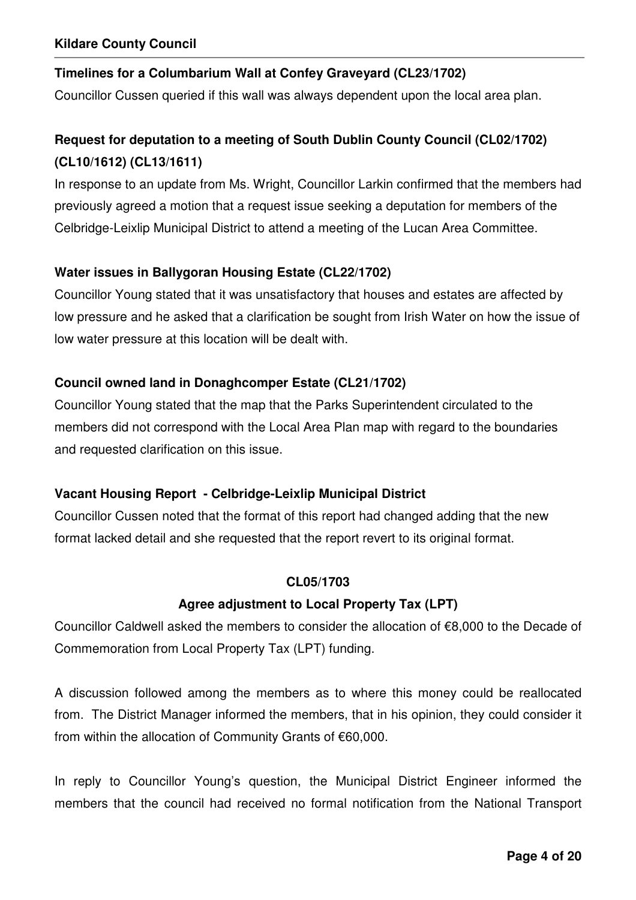**Timelines for a Columbarium Wall at Confey Graveyard (CL23/1702)**

Councillor Cussen queried if this wall was always dependent upon the local area plan.

**Request for deputation to a meeting of South Dublin County Council (CL02/1702) (CL10/1612) (CL13/1611)**

In response to an update from Ms. Wright, Councillor Larkin confirmed that the members had previously agreed a motion that a request issue seeking a deputation for members of the Celbridge-Leixlip Municipal District to attend a meeting of the Lucan Area Committee.

**Water issues in Ballygoran Housing Estate (CL22/1702)**

Councillor Young stated that it was unsatisfactory that houses and estates are affected by low pressure and he asked that a clarification be sought from Irish Water on how the issue of low water pressure at this location will be dealt with.

**Council owned land in Donaghcomper Estate (CL21/1702)**

Councillor Young stated that the map that the Parks Superintendent circulated to the members did not correspond with the Local Area Plan map with regard to the boundaries and requested clarification on this issue.

**Vacant Housing Report - Celbridge-Leixlip Municipal District**

Councillor Cussen noted that the format of this report had changed adding that the new format lacked detail and she requested that the report revert to its original format.

**CL05/1703**

**Agree adjustment to Local Property Tax (LPT)**

Councillor Caldwell asked the members to consider the allocation of €8,000 to the Decade of Commemoration from Local Property Tax (LPT) funding.

A discussion followed among the members as to where this money could be reallocated from. The District Manager informed the members, that in his opinion, they could consider it from within the allocation of Community Grants of €60,000.

In reply to Councillor Young's question, the Municipal District Engineer informed the members that the council had received no formal notification from the National Transport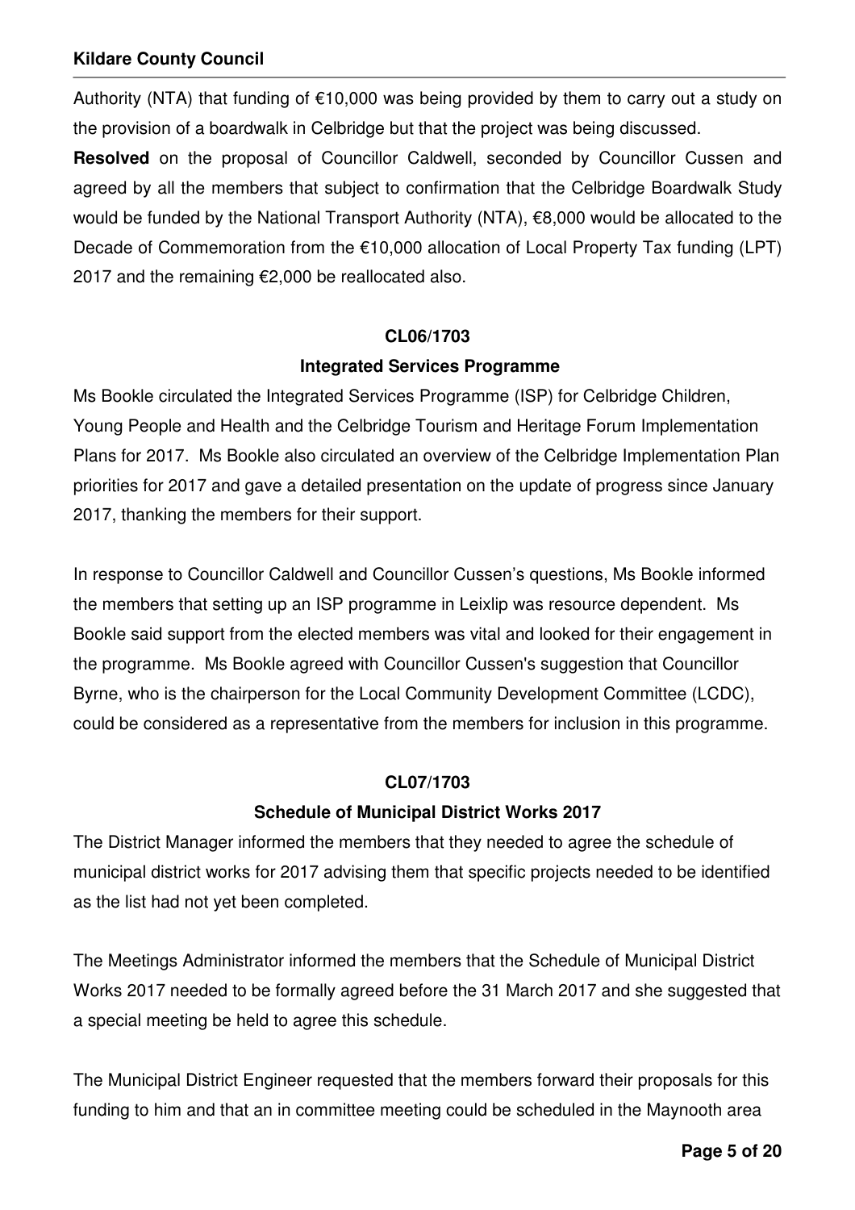Authority (NTA) that funding of €10,000 was being provided by them to carry out a study on the provision of a boardwalk in Celbridge but that the project was being discussed.

**Resolved** on the proposal of Councillor Caldwell, seconded by Councillor Cussen and agreed by all the members that subject to confirmation that the Celbridge Boardwalk Study would be funded by the National Transport Authority (NTA), €8,000 would be allocated to the Decade of Commemoration from the €10,000 allocation of Local Property Tax funding (LPT) 2017 and the remaining €2,000 be reallocated also.

**CL06/1703**

**Integrated Services Programme**

Ms Bookle circulated the Integrated Services Programme (ISP) for Celbridge Children, Young People and Health and the Celbridge Tourism and Heritage Forum Implementation Plans for 2017. Ms Bookle also circulated an overview of the Celbridge Implementation Plan priorities for 2017 and gave a detailed presentation on the update of progress since January 2017, thanking the members for their support.

In response to Councillor Caldwell and Councillor Cussen's questions, Ms Bookle informed the members that setting up an ISP programme in Leixlip was resource dependent. Ms Bookle said support from the elected members was vital and looked for their engagement in the programme. Ms Bookle agreed with Councillor Cussen's suggestion that Councillor Byrne, who is the chairperson for the Local Community Development Committee (LCDC), could be considered as a representative from the members for inclusion in this programme.

**CL07/1703**

**Schedule of Municipal District Works 2017**

The District Manager informed the members that they needed to agree the schedule of municipal district works for 2017 advising them that specific projects needed to be identified as the list had not yet been completed.

The Meetings Administrator informed the members that the Schedule of Municipal District Works 2017 needed to be formally agreed before the 31 March 2017 and she suggested that a special meeting be held to agree this schedule.

The Municipal District Engineer requested that the members forward their proposals for this funding to him and that an in committee meeting could be scheduled in the Maynooth area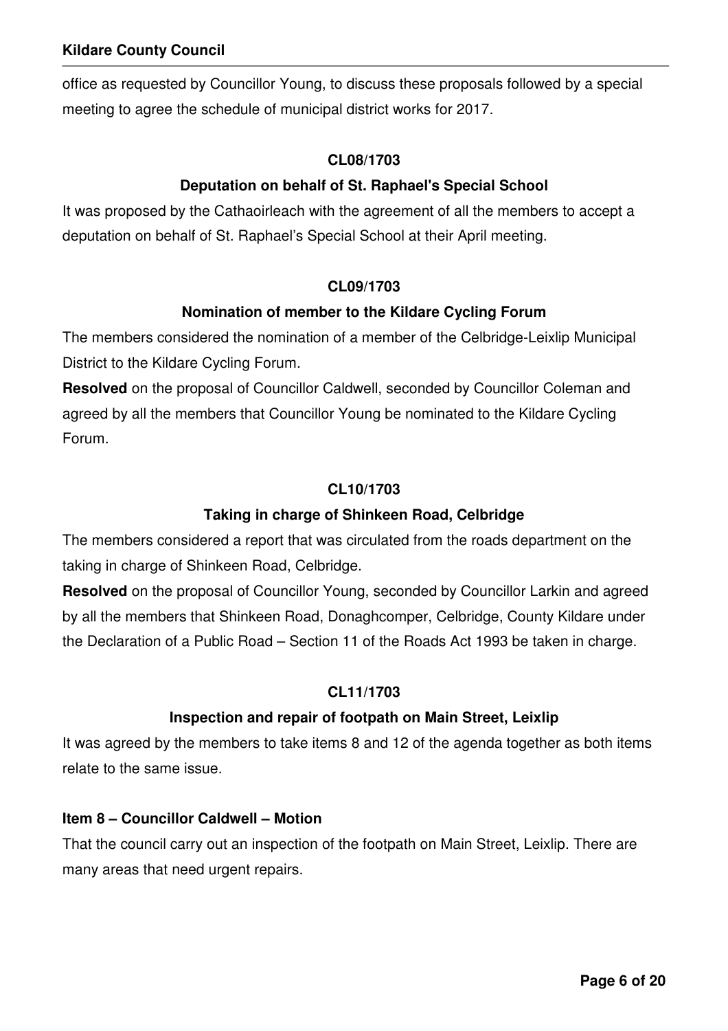office as requested by Councillor Young, to discuss these proposals followed by a special meeting to agree the schedule of municipal district works for 2017.

**CL08/1703**

**Deputation on behalf of St. Raphael's Special School**

It was proposed by the Cathaoirleach with the agreement of all the members to accept a deputation on behalf of St. Raphael's Special School at their April meeting.

**CL09/1703**

**Nomination of member to the Kildare Cycling Forum**

The members considered the nomination of a member of the Celbridge-Leixlip Municipal District to the Kildare Cycling Forum.

**Resolved** on the proposal of Councillor Caldwell, seconded by Councillor Coleman and agreed by all the members that Councillor Young be nominated to the Kildare Cycling Forum.

**CL10/1703**

**Taking in charge of Shinkeen Road, Celbridge**

The members considered a report that was circulated from the roads department on the taking in charge of Shinkeen Road, Celbridge.

**Resolved** on the proposal of Councillor Young, seconded by Councillor Larkin and agreed by all the members that Shinkeen Road, Donaghcomper, Celbridge, County Kildare under the Declaration of a Public Road – Section 11 of the Roads Act 1993 be taken in charge.

**CL11/1703**

**Inspection and repair of footpath on Main Street, Leixlip**

It was agreed by the members to take items 8 and 12 of the agenda together as both items relate to the same issue.

**Item 8 – Councillor Caldwell – Motion**

That the council carry out an inspection of the footpath on Main Street, Leixlip. There are many areas that need urgent repairs.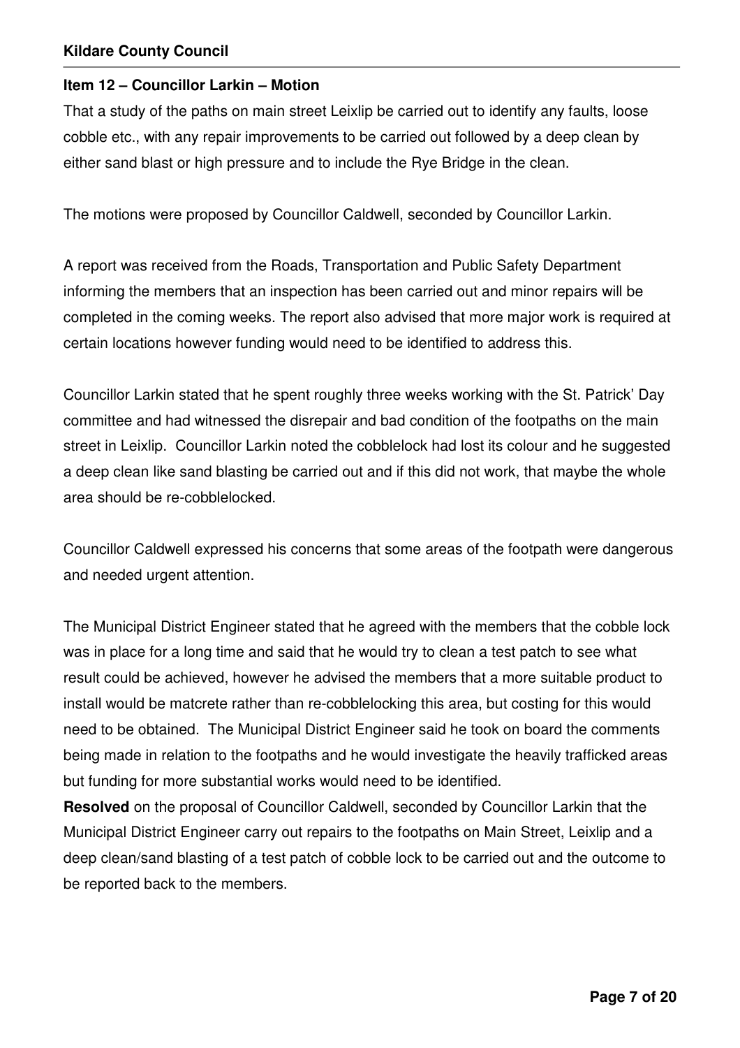**Item 12 – Councillor Larkin – Motion**

That a study of the paths on main street Leixlip be carried out to identify any faults, loose cobble etc., with any repair improvements to be carried out followed by a deep clean by either sand blast or high pressure and to include the Rye Bridge in the clean.

The motions were proposed by Councillor Caldwell, seconded by Councillor Larkin.

A report was received from the Roads, Transportation and Public Safety Department informing the members that an inspection has been carried out and minor repairs will be completed in the coming weeks. The report also advised that more major work is required at certain locations however funding would need to be identified to address this.

Councillor Larkin stated that he spent roughly three weeks working with the St. Patrick' Day committee and had witnessed the disrepair and bad condition of the footpaths on the main street in Leixlip. Councillor Larkin noted the cobblelock had lost its colour and he suggested a deep clean like sand blasting be carried out and if this did not work, that maybe the whole area should be re-cobblelocked.

Councillor Caldwell expressed his concerns that some areas of the footpath were dangerous and needed urgent attention.

The Municipal District Engineer stated that he agreed with the members that the cobble lock was in place for a long time and said that he would try to clean a test patch to see what result could be achieved, however he advised the members that a more suitable product to install would be matcrete rather than re-cobblelocking this area, but costing for this would need to be obtained. The Municipal District Engineer said he took on board the comments being made in relation to the footpaths and he would investigate the heavily trafficked areas but funding for more substantial works would need to be identified.

**Resolved** on the proposal of Councillor Caldwell, seconded by Councillor Larkin that the Municipal District Engineer carry out repairs to the footpaths on Main Street, Leixlip and a deep clean/sand blasting of a test patch of cobble lock to be carried out and the outcome to be reported back to the members.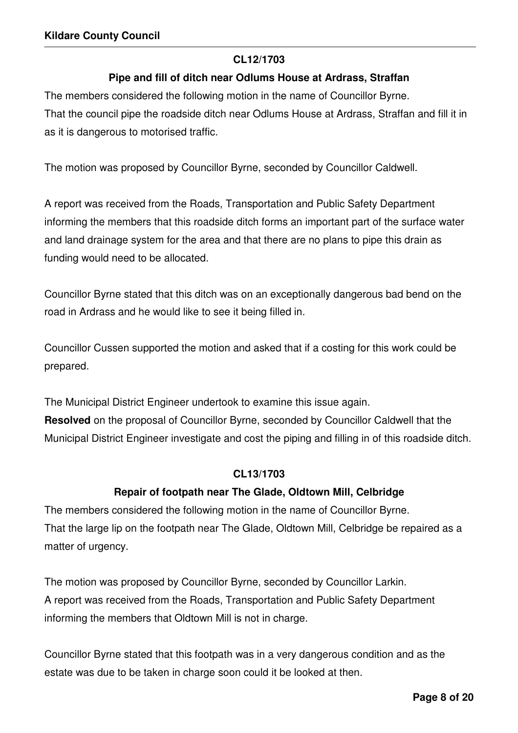**CL12/1703**

**Pipe and fill of ditch near Odlums House at Ardrass, Straffan**

The members considered the following motion in the name of Councillor Byrne.
That the council pipe the roadside ditch near Odlums House at Ardrass, Straffan and fill it in as it is dangerous to motorised traffic.

The motion was proposed by Councillor Byrne, seconded by Councillor Caldwell.

A report was received from the Roads, Transportation and Public Safety Department informing the members that this roadside ditch forms an important part of the surface water and land drainage system for the area and that there are no plans to pipe this drain as funding would need to be allocated.

Councillor Byrne stated that this ditch was on an exceptionally dangerous bad bend on the road in Ardrass and he would like to see it being filled in.

Councillor Cussen supported the motion and asked that if a costing for this work could be prepared.

The Municipal District Engineer undertook to examine this issue again.
**Resolved** on the proposal of Councillor Byrne, seconded by Councillor Caldwell that the Municipal District Engineer investigate and cost the piping and filling in of this roadside ditch.

**CL13/1703**

**Repair of footpath near The Glade, Oldtown Mill, Celbridge**

The members considered the following motion in the name of Councillor Byrne.
That the large lip on the footpath near The Glade, Oldtown Mill, Celbridge be repaired as a matter of urgency.

The motion was proposed by Councillor Byrne, seconded by Councillor Larkin.
A report was received from the Roads, Transportation and Public Safety Department informing the members that Oldtown Mill is not in charge.

Councillor Byrne stated that this footpath was in a very dangerous condition and as the estate was due to be taken in charge soon could it be looked at then.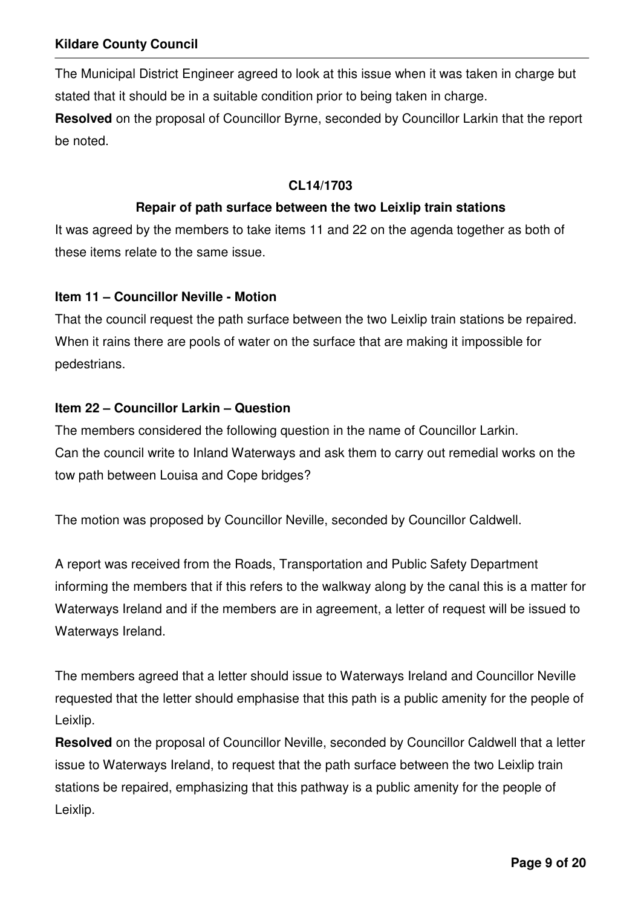The Municipal District Engineer agreed to look at this issue when it was taken in charge but stated that it should be in a suitable condition prior to being taken in charge.

**Resolved** on the proposal of Councillor Byrne, seconded by Councillor Larkin that the report be noted.

**CL14/1703**

**Repair of path surface between the two Leixlip train stations**

It was agreed by the members to take items 11 and 22 on the agenda together as both of these items relate to the same issue.

**Item 11 – Councillor Neville - Motion**

That the council request the path surface between the two Leixlip train stations be repaired. When it rains there are pools of water on the surface that are making it impossible for pedestrians.

**Item 22 – Councillor Larkin – Question**

The members considered the following question in the name of Councillor Larkin.

Can the council write to Inland Waterways and ask them to carry out remedial works on the tow path between Louisa and Cope bridges?

The motion was proposed by Councillor Neville, seconded by Councillor Caldwell.

A report was received from the Roads, Transportation and Public Safety Department informing the members that if this refers to the walkway along by the canal this is a matter for Waterways Ireland and if the members are in agreement, a letter of request will be issued to Waterways Ireland.

The members agreed that a letter should issue to Waterways Ireland and Councillor Neville requested that the letter should emphasise that this path is a public amenity for the people of Leixlip.

**Resolved** on the proposal of Councillor Neville, seconded by Councillor Caldwell that a letter issue to Waterways Ireland, to request that the path surface between the two Leixlip train stations be repaired, emphasizing that this pathway is a public amenity for the people of Leixlip.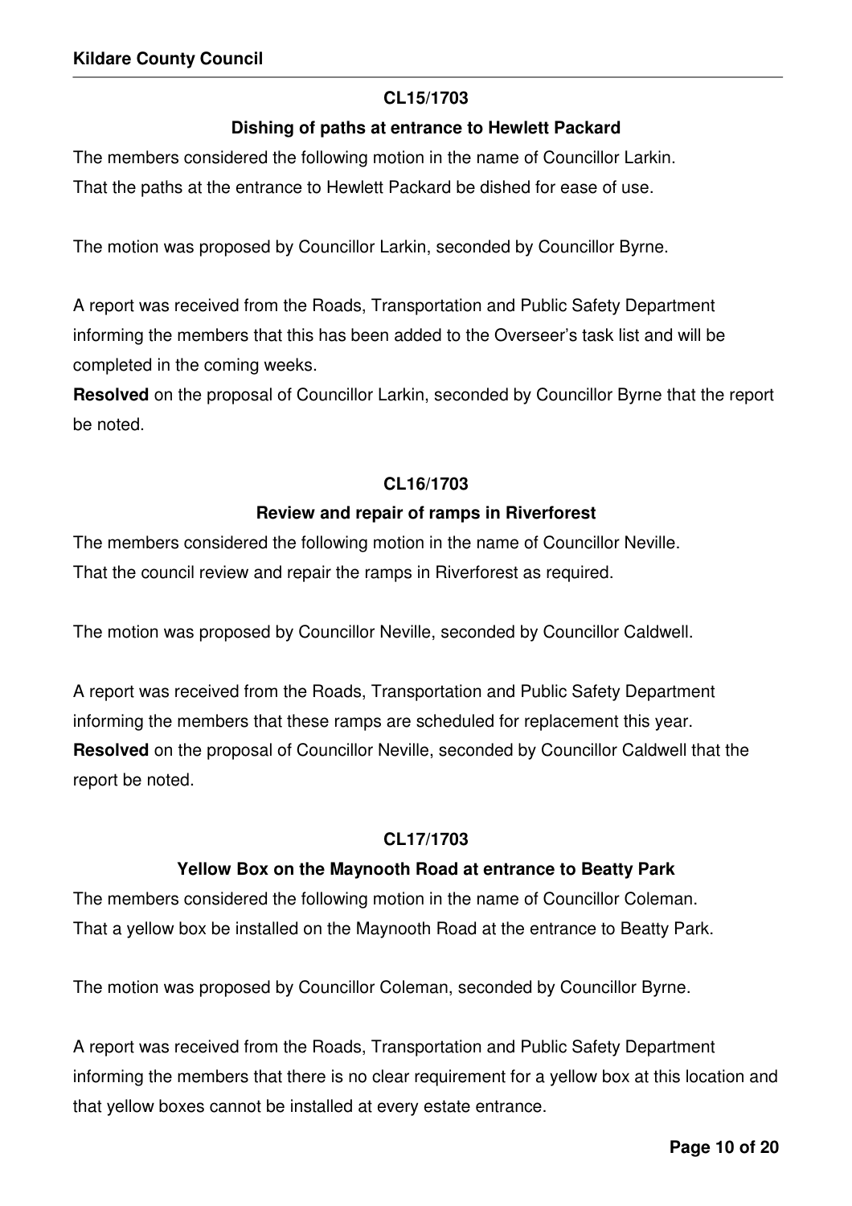### CL15/1703

### Dishing of paths at entrance to Hewlett Packard

The members considered the following motion in the name of Councillor Larkin.
That the paths at the entrance to Hewlett Packard be dished for ease of use.

The motion was proposed by Councillor Larkin, seconded by Councillor Byrne.

A report was received from the Roads, Transportation and Public Safety Department informing the members that this has been added to the Overseer's task list and will be completed in the coming weeks.

**Resolved** on the proposal of Councillor Larkin, seconded by Councillor Byrne that the report be noted.

### CL16/1703

### Review and repair of ramps in Riverforest

The members considered the following motion in the name of Councillor Neville.
That the council review and repair the ramps in Riverforest as required.

The motion was proposed by Councillor Neville, seconded by Councillor Caldwell.

A report was received from the Roads, Transportation and Public Safety Department informing the members that these ramps are scheduled for replacement this year.

**Resolved** on the proposal of Councillor Neville, seconded by Councillor Caldwell that the report be noted.

### CL17/1703

### Yellow Box on the Maynooth Road at entrance to Beatty Park

The members considered the following motion in the name of Councillor Coleman.
That a yellow box be installed on the Maynooth Road at the entrance to Beatty Park.

The motion was proposed by Councillor Coleman, seconded by Councillor Byrne.

A report was received from the Roads, Transportation and Public Safety Department informing the members that there is no clear requirement for a yellow box at this location and that yellow boxes cannot be installed at every estate entrance.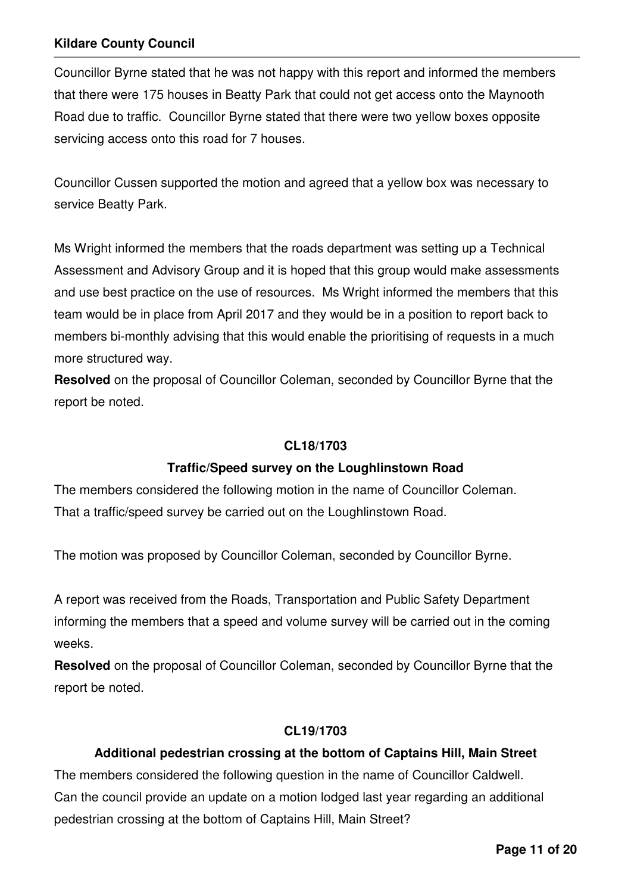Councillor Byrne stated that he was not happy with this report and informed the members that there were 175 houses in Beatty Park that could not get access onto the Maynooth Road due to traffic. Councillor Byrne stated that there were two yellow boxes opposite servicing access onto this road for 7 houses.

Councillor Cussen supported the motion and agreed that a yellow box was necessary to service Beatty Park.

Ms Wright informed the members that the roads department was setting up a Technical Assessment and Advisory Group and it is hoped that this group would make assessments and use best practice on the use of resources. Ms Wright informed the members that this team would be in place from April 2017 and they would be in a position to report back to members bi-monthly advising that this would enable the prioritising of requests in a much more structured way.

**Resolved** on the proposal of Councillor Coleman, seconded by Councillor Byrne that the report be noted.

**CL18/1703**

**Traffic/Speed survey on the Loughlinstown Road**

The members considered the following motion in the name of Councillor Coleman.
That a traffic/speed survey be carried out on the Loughlinstown Road.

The motion was proposed by Councillor Coleman, seconded by Councillor Byrne.

A report was received from the Roads, Transportation and Public Safety Department informing the members that a speed and volume survey will be carried out in the coming weeks.

**Resolved** on the proposal of Councillor Coleman, seconded by Councillor Byrne that the report be noted.

**CL19/1703**

**Additional pedestrian crossing at the bottom of Captains Hill, Main Street**

The members considered the following question in the name of Councillor Caldwell.
Can the council provide an update on a motion lodged last year regarding an additional pedestrian crossing at the bottom of Captains Hill, Main Street?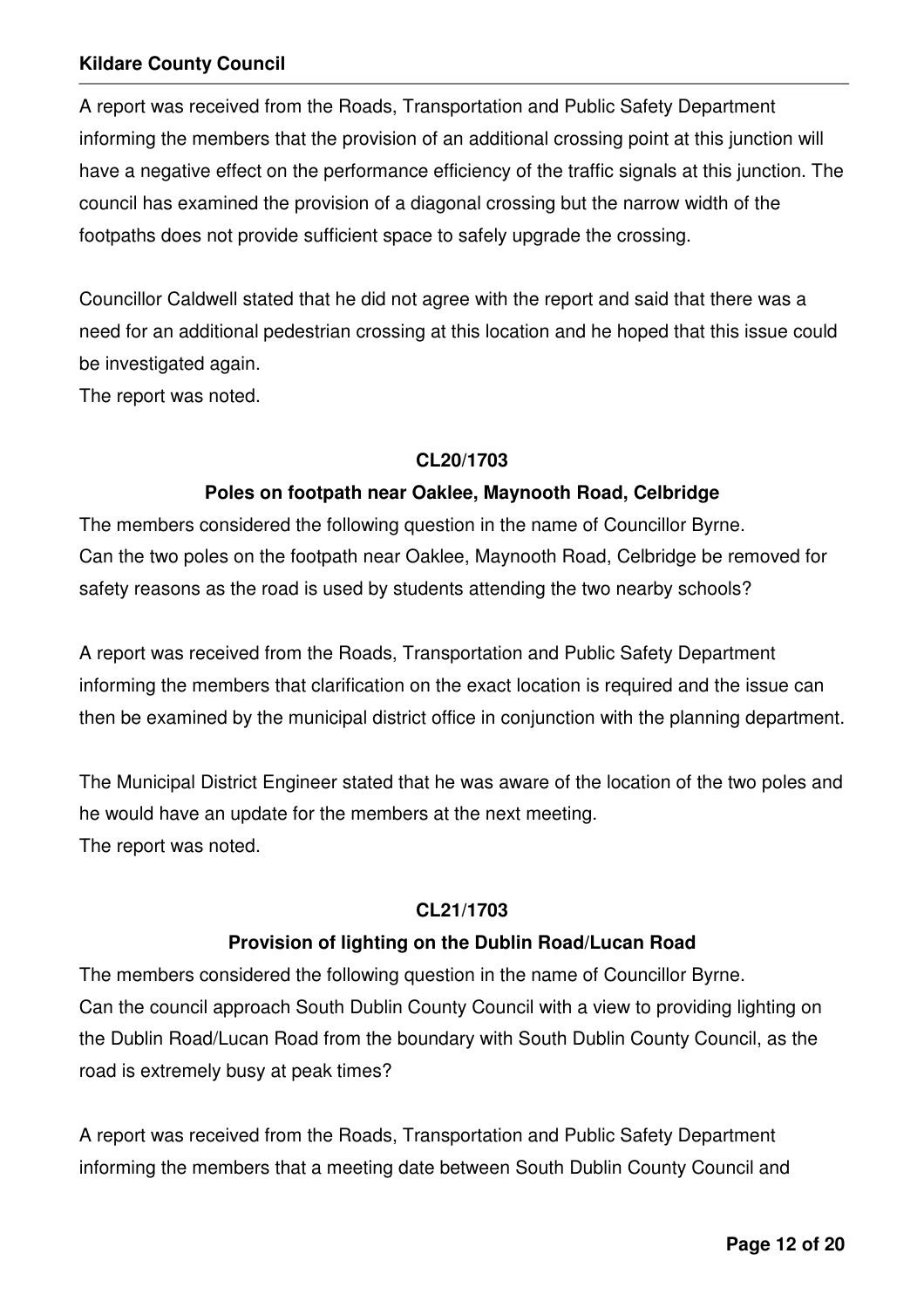A report was received from the Roads, Transportation and Public Safety Department informing the members that the provision of an additional crossing point at this junction will have a negative effect on the performance efficiency of the traffic signals at this junction. The council has examined the provision of a diagonal crossing but the narrow width of the footpaths does not provide sufficient space to safely upgrade the crossing.

Councillor Caldwell stated that he did not agree with the report and said that there was a need for an additional pedestrian crossing at this location and he hoped that this issue could be investigated again.
The report was noted.

**CL20/1703**

**Poles on footpath near Oaklee, Maynooth Road, Celbridge**

The members considered the following question in the name of Councillor Byrne.
Can the two poles on the footpath near Oaklee, Maynooth Road, Celbridge be removed for safety reasons as the road is used by students attending the two nearby schools?

A report was received from the Roads, Transportation and Public Safety Department informing the members that clarification on the exact location is required and the issue can then be examined by the municipal district office in conjunction with the planning department.

The Municipal District Engineer stated that he was aware of the location of the two poles and he would have an update for the members at the next meeting.
The report was noted.

**CL21/1703**

**Provision of lighting on the Dublin Road/Lucan Road**

The members considered the following question in the name of Councillor Byrne.
Can the council approach South Dublin County Council with a view to providing lighting on the Dublin Road/Lucan Road from the boundary with South Dublin County Council, as the road is extremely busy at peak times?

A report was received from the Roads, Transportation and Public Safety Department informing the members that a meeting date between South Dublin County Council and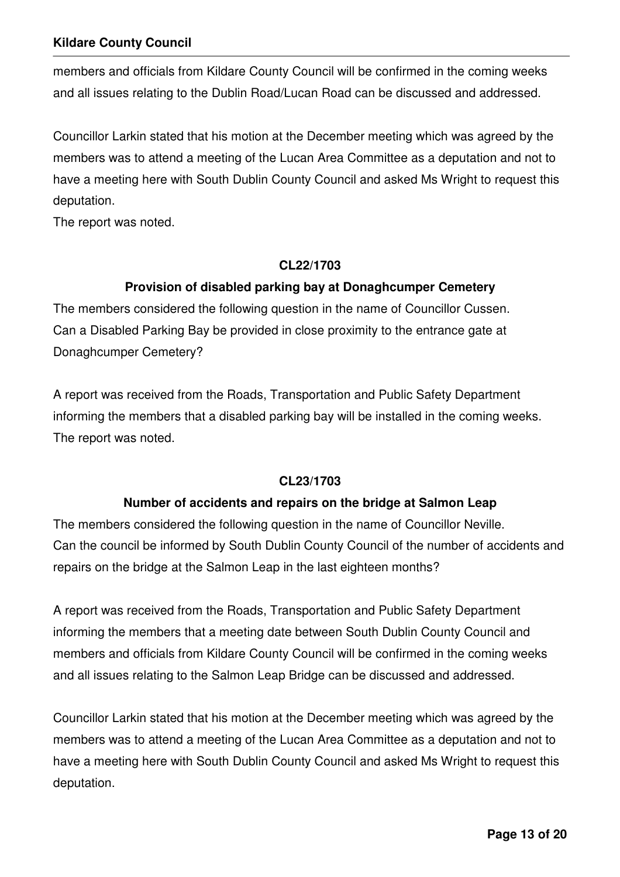members and officials from Kildare County Council will be confirmed in the coming weeks and all issues relating to the Dublin Road/Lucan Road can be discussed and addressed.

Councillor Larkin stated that his motion at the December meeting which was agreed by the members was to attend a meeting of the Lucan Area Committee as a deputation and not to have a meeting here with South Dublin County Council and asked Ms Wright to request this deputation.
The report was noted.

**CL22/1703**

**Provision of disabled parking bay at Donaghcumper Cemetery**

The members considered the following question in the name of Councillor Cussen.
Can a Disabled Parking Bay be provided in close proximity to the entrance gate at Donaghcumper Cemetery?

A report was received from the Roads, Transportation and Public Safety Department informing the members that a disabled parking bay will be installed in the coming weeks.
The report was noted.

**CL23/1703**

**Number of accidents and repairs on the bridge at Salmon Leap**

The members considered the following question in the name of Councillor Neville.
Can the council be informed by South Dublin County Council of the number of accidents and repairs on the bridge at the Salmon Leap in the last eighteen months?

A report was received from the Roads, Transportation and Public Safety Department informing the members that a meeting date between South Dublin County Council and members and officials from Kildare County Council will be confirmed in the coming weeks and all issues relating to the Salmon Leap Bridge can be discussed and addressed.

Councillor Larkin stated that his motion at the December meeting which was agreed by the members was to attend a meeting of the Lucan Area Committee as a deputation and not to have a meeting here with South Dublin County Council and asked Ms Wright to request this deputation.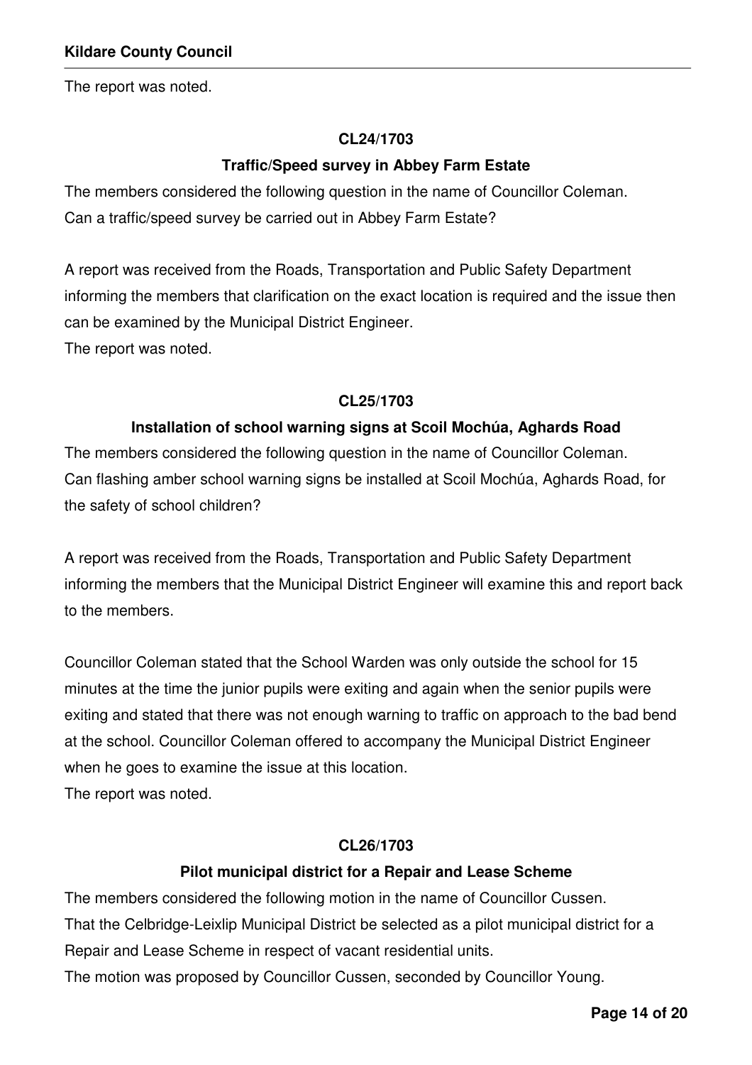The report was noted.

**CL24/1703**

**Traffic/Speed survey in Abbey Farm Estate**

The members considered the following question in the name of Councillor Coleman.
Can a traffic/speed survey be carried out in Abbey Farm Estate?

A report was received from the Roads, Transportation and Public Safety Department informing the members that clarification on the exact location is required and the issue then can be examined by the Municipal District Engineer.
The report was noted.

**CL25/1703**

**Installation of school warning signs at Scoil Mochúa, Aghards Road**

The members considered the following question in the name of Councillor Coleman.
Can flashing amber school warning signs be installed at Scoil Mochúa, Aghards Road, for the safety of school children?

A report was received from the Roads, Transportation and Public Safety Department informing the members that the Municipal District Engineer will examine this and report back to the members.

Councillor Coleman stated that the School Warden was only outside the school for 15 minutes at the time the junior pupils were exiting and again when the senior pupils were exiting and stated that there was not enough warning to traffic on approach to the bad bend at the school. Councillor Coleman offered to accompany the Municipal District Engineer when he goes to examine the issue at this location.
The report was noted.

**CL26/1703**

**Pilot municipal district for a Repair and Lease Scheme**

The members considered the following motion in the name of Councillor Cussen.
That the Celbridge-Leixlip Municipal District be selected as a pilot municipal district for a Repair and Lease Scheme in respect of vacant residential units.
The motion was proposed by Councillor Cussen, seconded by Councillor Young.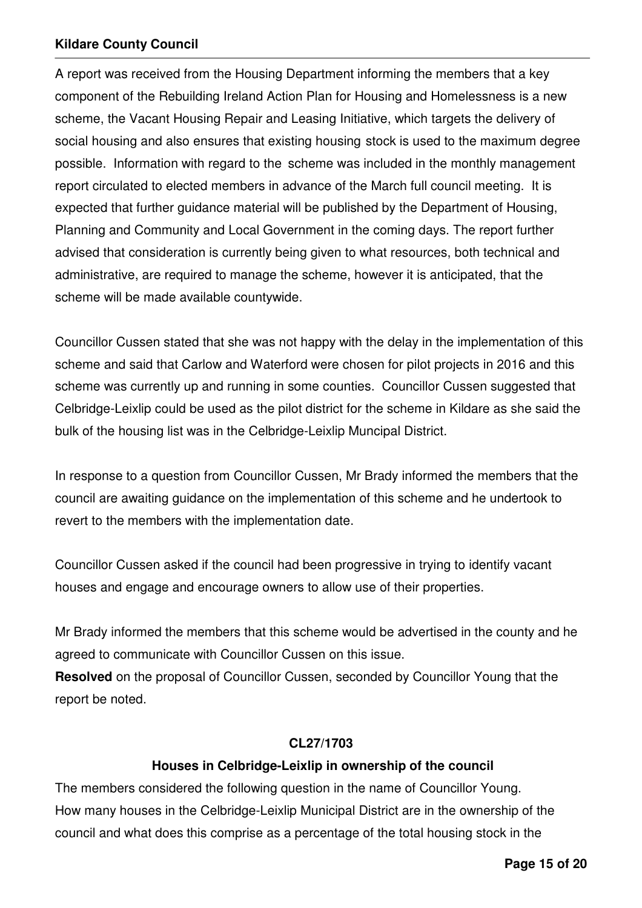A report was received from the Housing Department informing the members that a key component of the Rebuilding Ireland Action Plan for Housing and Homelessness is a new scheme, the Vacant Housing Repair and Leasing Initiative, which targets the delivery of social housing and also ensures that existing housing stock is used to the maximum degree possible. Information with regard to the scheme was included in the monthly management report circulated to elected members in advance of the March full council meeting. It is expected that further guidance material will be published by the Department of Housing, Planning and Community and Local Government in the coming days. The report further advised that consideration is currently being given to what resources, both technical and administrative, are required to manage the scheme, however it is anticipated, that the scheme will be made available countywide.

Councillor Cussen stated that she was not happy with the delay in the implementation of this scheme and said that Carlow and Waterford were chosen for pilot projects in 2016 and this scheme was currently up and running in some counties. Councillor Cussen suggested that Celbridge-Leixlip could be used as the pilot district for the scheme in Kildare as she said the bulk of the housing list was in the Celbridge-Leixlip Muncipal District.

In response to a question from Councillor Cussen, Mr Brady informed the members that the council are awaiting guidance on the implementation of this scheme and he undertook to revert to the members with the implementation date.

Councillor Cussen asked if the council had been progressive in trying to identify vacant houses and engage and encourage owners to allow use of their properties.

Mr Brady informed the members that this scheme would be advertised in the county and he agreed to communicate with Councillor Cussen on this issue.
**Resolved** on the proposal of Councillor Cussen, seconded by Councillor Young that the report be noted.

**CL27/1703**

**Houses in Celbridge-Leixlip in ownership of the council**

The members considered the following question in the name of Councillor Young.
How many houses in the Celbridge-Leixlip Municipal District are in the ownership of the council and what does this comprise as a percentage of the total housing stock in the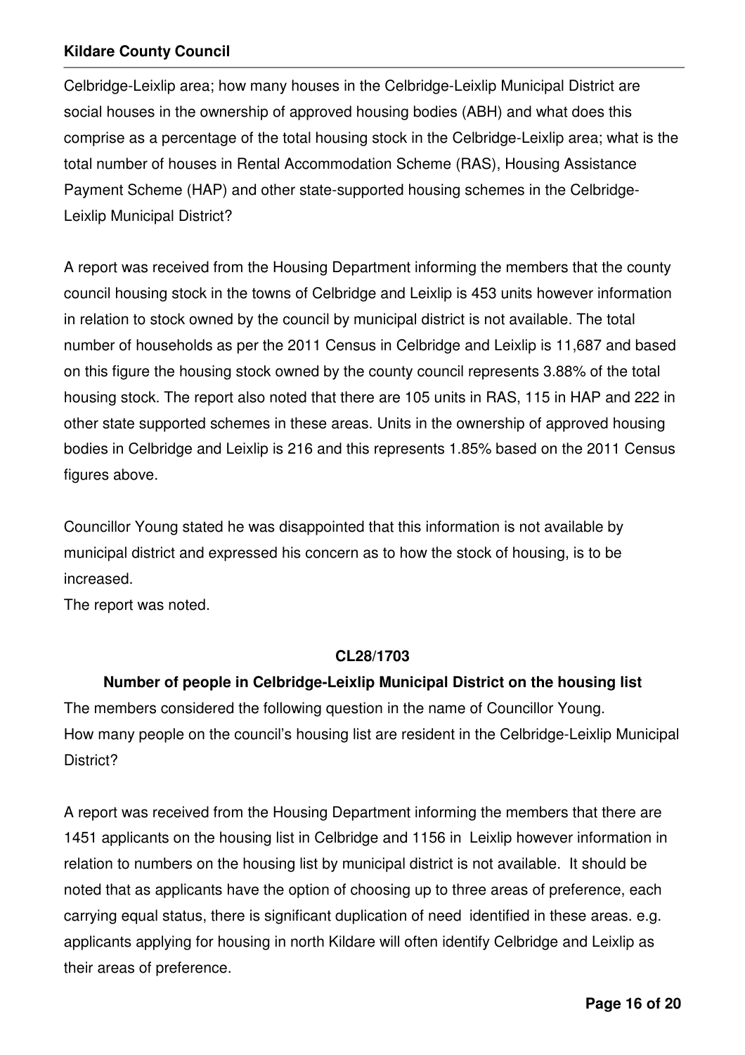Celbridge-Leixlip area; how many houses in the Celbridge-Leixlip Municipal District are social houses in the ownership of approved housing bodies (ABH) and what does this comprise as a percentage of the total housing stock in the Celbridge-Leixlip area; what is the total number of houses in Rental Accommodation Scheme (RAS), Housing Assistance Payment Scheme (HAP) and other state-supported housing schemes in the Celbridge-Leixlip Municipal District?

A report was received from the Housing Department informing the members that the county council housing stock in the towns of Celbridge and Leixlip is 453 units however information in relation to stock owned by the council by municipal district is not available. The total number of households as per the 2011 Census in Celbridge and Leixlip is 11,687 and based on this figure the housing stock owned by the county council represents 3.88% of the total housing stock. The report also noted that there are 105 units in RAS, 115 in HAP and 222 in other state supported schemes in these areas. Units in the ownership of approved housing bodies in Celbridge and Leixlip is 216 and this represents 1.85% based on the 2011 Census figures above.

Councillor Young stated he was disappointed that this information is not available by municipal district and expressed his concern as to how the stock of housing, is to be increased.
The report was noted.

**CL28/1703**

**Number of people in Celbridge-Leixlip Municipal District on the housing list**

The members considered the following question in the name of Councillor Young.
How many people on the council's housing list are resident in the Celbridge-Leixlip Municipal District?

A report was received from the Housing Department informing the members that there are 1451 applicants on the housing list in Celbridge and 1156 in Leixlip however information in relation to numbers on the housing list by municipal district is not available. It should be noted that as applicants have the option of choosing up to three areas of preference, each carrying equal status, there is significant duplication of need identified in these areas. e.g. applicants applying for housing in north Kildare will often identify Celbridge and Leixlip as their areas of preference.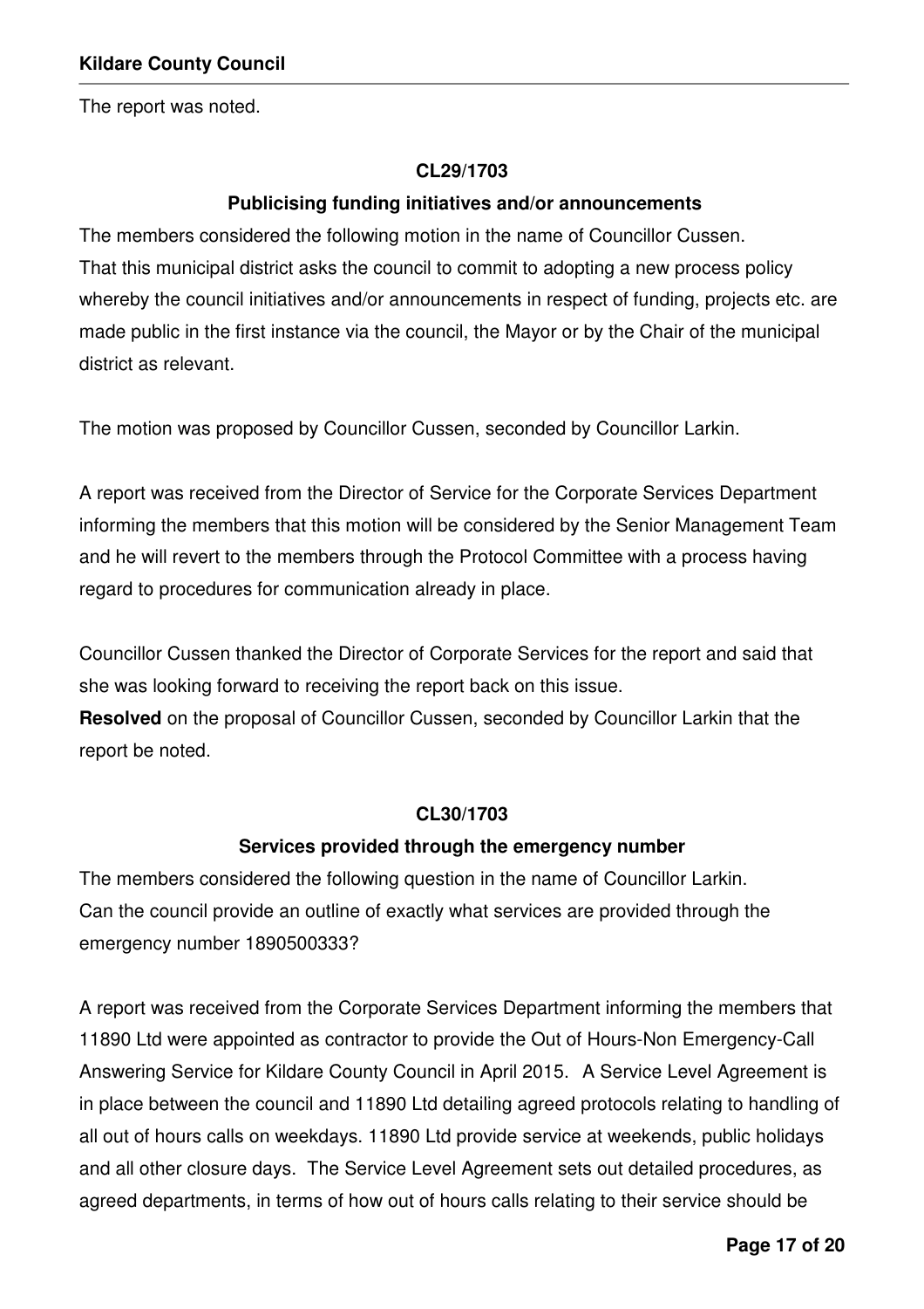The report was noted.

**CL29/1703**

**Publicising funding initiatives and/or announcements**

The members considered the following motion in the name of Councillor Cussen.
That this municipal district asks the council to commit to adopting a new process policy whereby the council initiatives and/or announcements in respect of funding, projects etc. are made public in the first instance via the council, the Mayor or by the Chair of the municipal district as relevant.

The motion was proposed by Councillor Cussen, seconded by Councillor Larkin.

A report was received from the Director of Service for the Corporate Services Department informing the members that this motion will be considered by the Senior Management Team and he will revert to the members through the Protocol Committee with a process having regard to procedures for communication already in place.

Councillor Cussen thanked the Director of Corporate Services for the report and said that she was looking forward to receiving the report back on this issue.
**Resolved** on the proposal of Councillor Cussen, seconded by Councillor Larkin that the report be noted.

**CL30/1703**

**Services provided through the emergency number**

The members considered the following question in the name of Councillor Larkin.
Can the council provide an outline of exactly what services are provided through the emergency number 1890500333?

A report was received from the Corporate Services Department informing the members that 11890 Ltd were appointed as contractor to provide the Out of Hours-Non Emergency-Call Answering Service for Kildare County Council in April 2015. A Service Level Agreement is in place between the council and 11890 Ltd detailing agreed protocols relating to handling of all out of hours calls on weekdays. 11890 Ltd provide service at weekends, public holidays and all other closure days. The Service Level Agreement sets out detailed procedures, as agreed departments, in terms of how out of hours calls relating to their service should be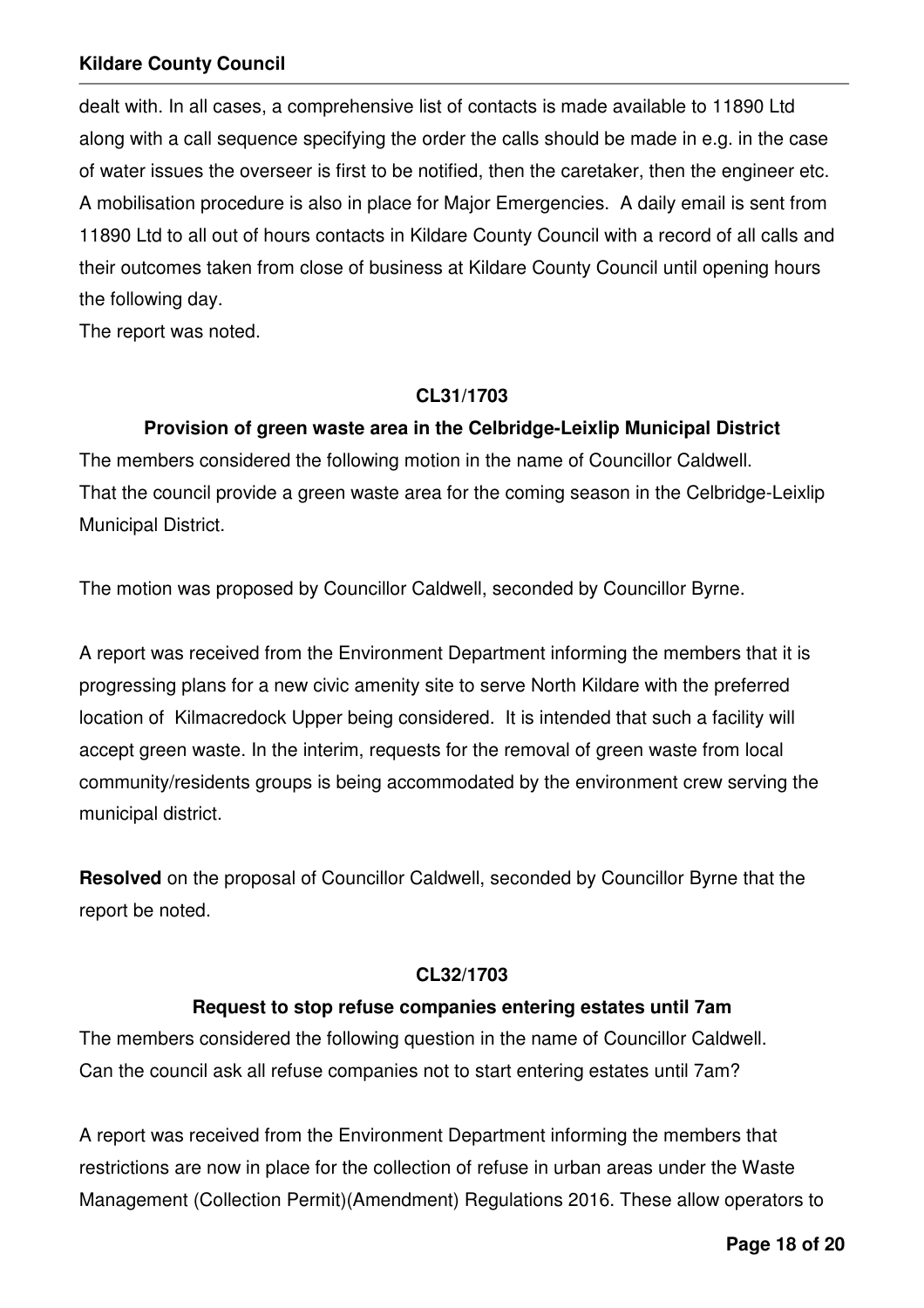dealt with. In all cases, a comprehensive list of contacts is made available to 11890 Ltd along with a call sequence specifying the order the calls should be made in e.g. in the case of water issues the overseer is first to be notified, then the caretaker, then the engineer etc. A mobilisation procedure is also in place for Major Emergencies. A daily email is sent from 11890 Ltd to all out of hours contacts in Kildare County Council with a record of all calls and their outcomes taken from close of business at Kildare County Council until opening hours the following day.
The report was noted.

**CL31/1703**

**Provision of green waste area in the Celbridge-Leixlip Municipal District**

The members considered the following motion in the name of Councillor Caldwell.
That the council provide a green waste area for the coming season in the Celbridge-Leixlip Municipal District.

The motion was proposed by Councillor Caldwell, seconded by Councillor Byrne.

A report was received from the Environment Department informing the members that it is progressing plans for a new civic amenity site to serve North Kildare with the preferred location of Kilmacredock Upper being considered. It is intended that such a facility will accept green waste. In the interim, requests for the removal of green waste from local community/residents groups is being accommodated by the environment crew serving the municipal district.

**Resolved** on the proposal of Councillor Caldwell, seconded by Councillor Byrne that the report be noted.

**CL32/1703**

**Request to stop refuse companies entering estates until 7am**

The members considered the following question in the name of Councillor Caldwell.
Can the council ask all refuse companies not to start entering estates until 7am?

A report was received from the Environment Department informing the members that restrictions are now in place for the collection of refuse in urban areas under the Waste Management (Collection Permit)(Amendment) Regulations 2016. These allow operators to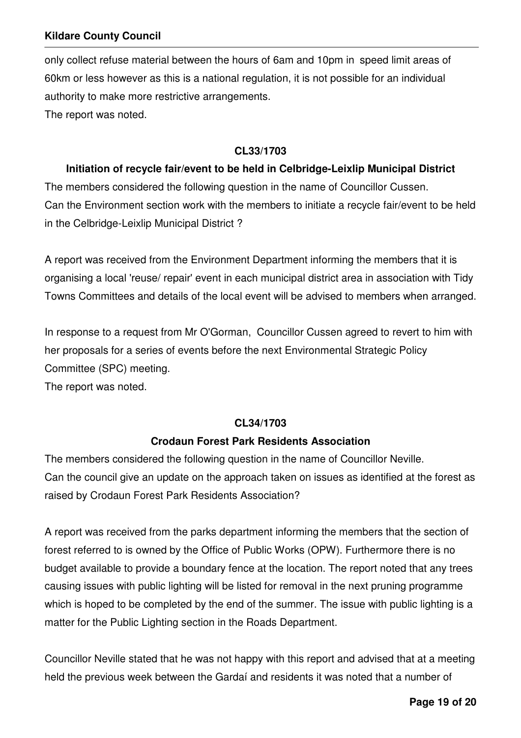only collect refuse material between the hours of 6am and 10pm in  speed limit areas of 60km or less however as this is a national regulation, it is not possible for an individual authority to make more restrictive arrangements.
The report was noted.

**CL33/1703**

**Initiation of recycle fair/event to be held in Celbridge-Leixlip Municipal District**

The members considered the following question in the name of Councillor Cussen.
Can the Environment section work with the members to initiate a recycle fair/event to be held in the Celbridge-Leixlip Municipal District ?

A report was received from the Environment Department informing the members that it is organising a local 'reuse/ repair' event in each municipal district area in association with Tidy Towns Committees and details of the local event will be advised to members when arranged.

In response to a request from Mr O'Gorman,  Councillor Cussen agreed to revert to him with her proposals for a series of events before the next Environmental Strategic Policy Committee (SPC) meeting.
The report was noted.

**CL34/1703**

**Crodaun Forest Park Residents Association**

The members considered the following question in the name of Councillor Neville.
Can the council give an update on the approach taken on issues as identified at the forest as raised by Crodaun Forest Park Residents Association?

A report was received from the parks department informing the members that the section of forest referred to is owned by the Office of Public Works (OPW). Furthermore there is no budget available to provide a boundary fence at the location. The report noted that any trees causing issues with public lighting will be listed for removal in the next pruning programme which is hoped to be completed by the end of the summer. The issue with public lighting is a matter for the Public Lighting section in the Roads Department.

Councillor Neville stated that he was not happy with this report and advised that at a meeting held the previous week between the Gardaí and residents it was noted that a number of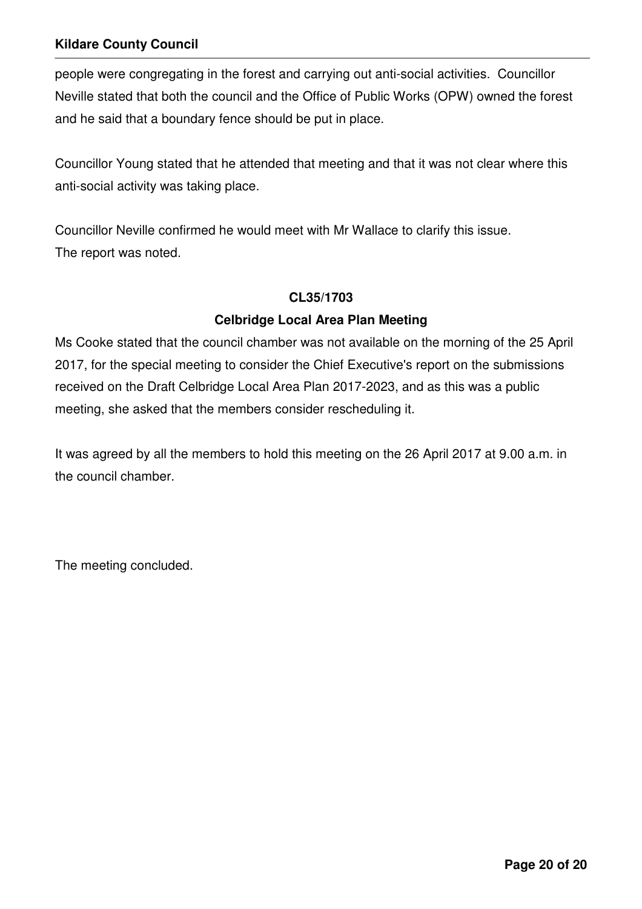people were congregating in the forest and carrying out anti-social activities. Councillor Neville stated that both the council and the Office of Public Works (OPW) owned the forest and he said that a boundary fence should be put in place.

Councillor Young stated that he attended that meeting and that it was not clear where this anti-social activity was taking place.

Councillor Neville confirmed he would meet with Mr Wallace to clarify this issue.
The report was noted.

**CL35/1703**

**Celbridge Local Area Plan Meeting**

Ms Cooke stated that the council chamber was not available on the morning of the 25 April 2017, for the special meeting to consider the Chief Executive's report on the submissions received on the Draft Celbridge Local Area Plan 2017-2023, and as this was a public meeting, she asked that the members consider rescheduling it.

It was agreed by all the members to hold this meeting on the 26 April 2017 at 9.00 a.m. in the council chamber.

The meeting concluded.